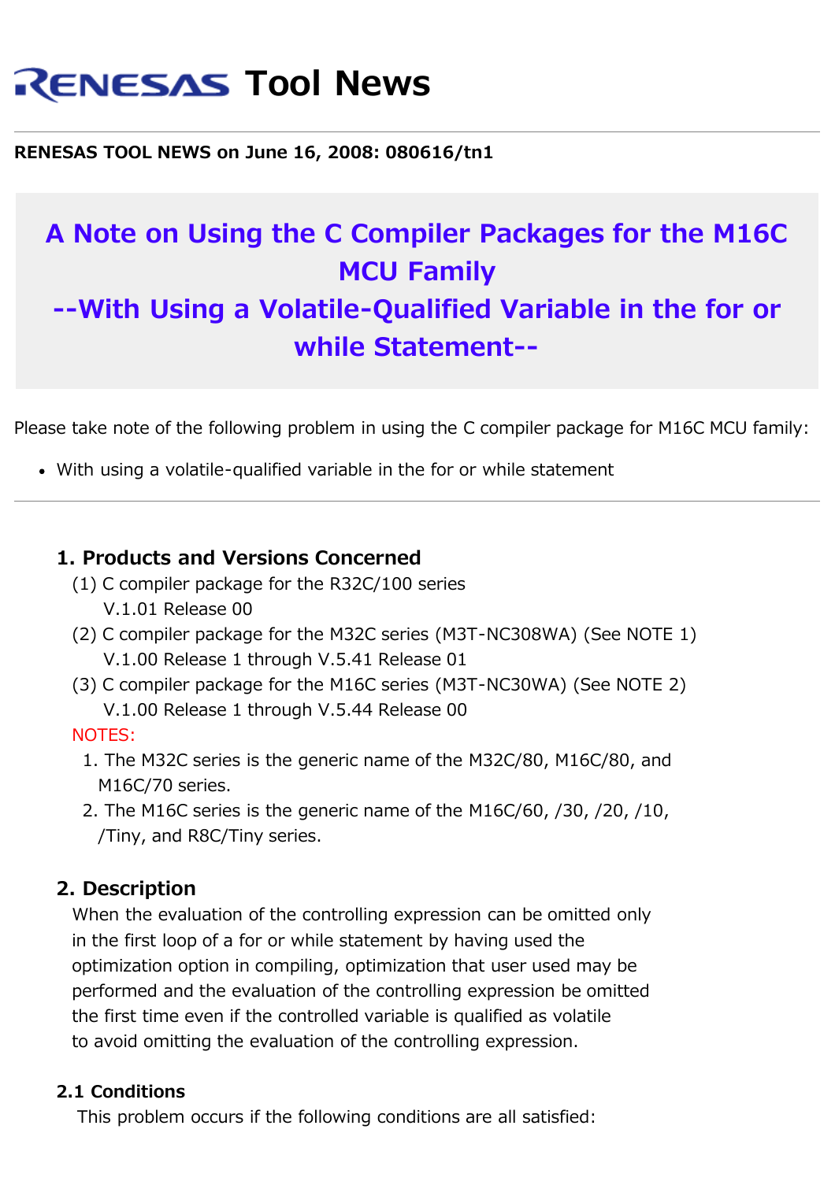# RENESAS Tool News

**RENESAS TOOL NEWS on June 16, 2008: 080616/tn1**

## A Note on Using the C Compiler Packages for the M16C MCU Family
## --With Using a Volatile-Qualified Variable in the for or while Statement--

Please take note of the following problem in using the C compiler package for M16C MCU family:

- With using a volatile-qualified variable in the for or while statement

---

### 1. Products and Versions Concerned

(1) C compiler package for the R32C/100 series
  V.1.01 Release 00
(2) C compiler package for the M32C series (M3T-NC308WA) (See NOTE 1)
  V.1.00 Release 1 through V.5.41 Release 01
(3) C compiler package for the M16C series (M3T-NC30WA) (See NOTE 2)
  V.1.00 Release 1 through V.5.44 Release 00

NOTES:

1. The M32C series is the generic name of the M32C/80, M16C/80, and M16C/70 series.
2. The M16C series is the generic name of the M16C/60, /30, /20, /10, /Tiny, and R8C/Tiny series.

### 2. Description

When the evaluation of the controlling expression can be omitted only in the first loop of a for or while statement by having used the optimization option in compiling, optimization that user used may be performed and the evaluation of the controlling expression be omitted the first time even if the controlled variable is qualified as volatile to avoid omitting the evaluation of the controlling expression.

#### 2.1 Conditions

This problem occurs if the following conditions are all satisfied: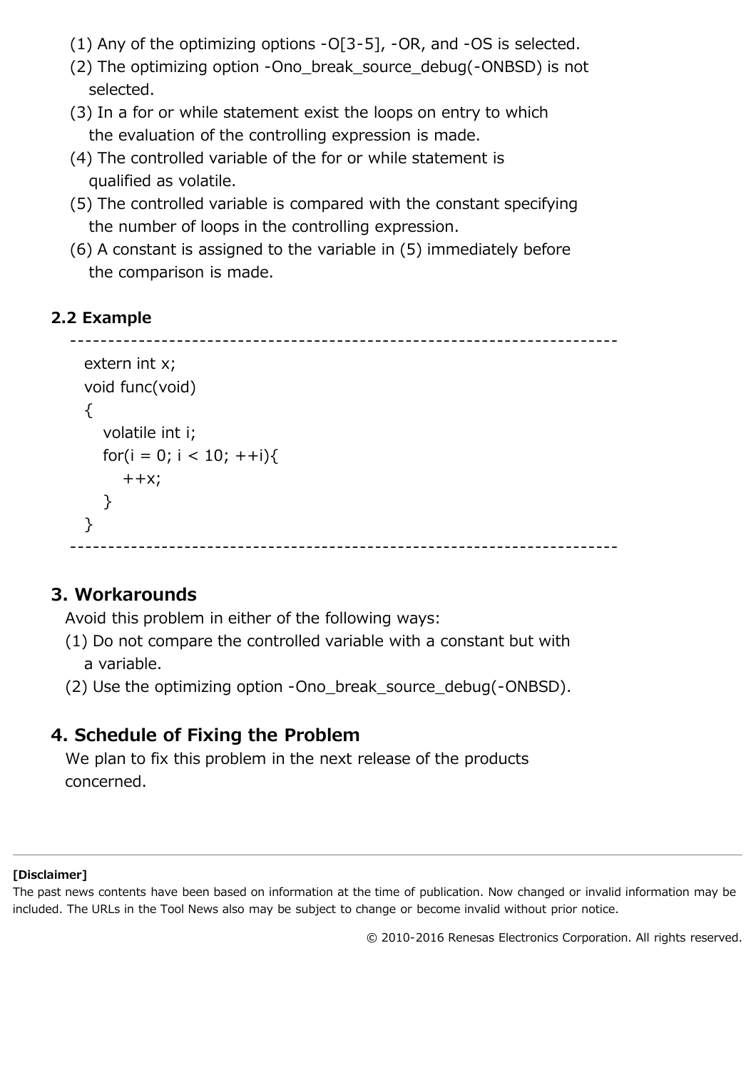(1) Any of the optimizing options -O[3-5], -OR, and -OS is selected.
(2) The optimizing option -Ono_break_source_debug(-ONBSD) is not selected.
(3) In a for or while statement exist the loops on entry to which the evaluation of the controlling expression is made.
(4) The controlled variable of the for or while statement is qualified as volatile.
(5) The controlled variable is compared with the constant specifying the number of loops in the controlling expression.
(6) A constant is assigned to the variable in (5) immediately before the comparison is made.

### 2.2 Example

```
-----------------------------------------------------------------------
  extern int x;
  void func(void)
  {
     volatile int i;
     for(i = 0; i < 10; ++i){
        ++x;
     }
  }
-----------------------------------------------------------------------
```

## 3. Workarounds

Avoid this problem in either of the following ways:

(1) Do not compare the controlled variable with a constant but with a variable.
(2) Use the optimizing option -Ono_break_source_debug(-ONBSD).

## 4. Schedule of Fixing the Problem

We plan to fix this problem in the next release of the products concerned.

---

**[Disclaimer]**
The past news contents have been based on information at the time of publication. Now changed or invalid information may be included. The URLs in the Tool News also may be subject to change or become invalid without prior notice.

© 2010-2016 Renesas Electronics Corporation. All rights reserved.